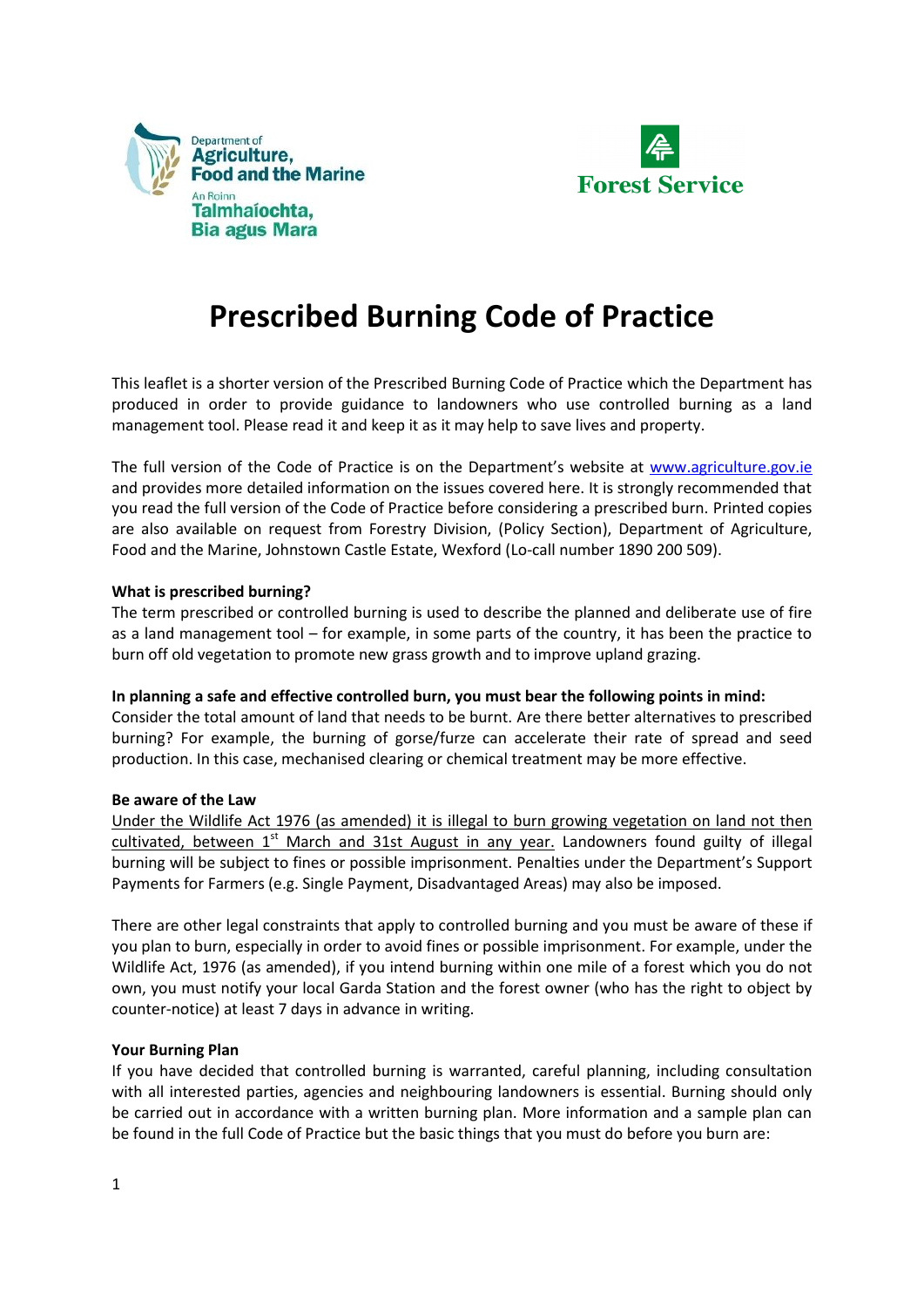Department of Agriculture, Food and the Marine
An Roinn Talmhaíochta, Bia agus Mara

Forest Service

# Prescribed Burning Code of Practice

This leaflet is a shorter version of the Prescribed Burning Code of Practice which the Department has produced in order to provide guidance to landowners who use controlled burning as a land management tool. Please read it and keep it as it may help to save lives and property.

The full version of the Code of Practice is on the Department's website at www.agriculture.gov.ie and provides more detailed information on the issues covered here. It is strongly recommended that you read the full version of the Code of Practice before considering a prescribed burn. Printed copies are also available on request from Forestry Division, (Policy Section), Department of Agriculture, Food and the Marine, Johnstown Castle Estate, Wexford (Lo-call number 1890 200 509).

**What is prescribed burning?**

The term prescribed or controlled burning is used to describe the planned and deliberate use of fire as a land management tool – for example, in some parts of the country, it has been the practice to burn off old vegetation to promote new grass growth and to improve upland grazing.

**In planning a safe and effective controlled burn, you must bear the following points in mind:**

Consider the total amount of land that needs to be burnt. Are there better alternatives to prescribed burning? For example, the burning of gorse/furze can accelerate their rate of spread and seed production. In this case, mechanised clearing or chemical treatment may be more effective.

**Be aware of the Law**

<u>Under the Wildlife Act 1976 (as amended) it is illegal to burn growing vegetation on land not then cultivated, between 1st March and 31st August in any year.</u> Landowners found guilty of illegal burning will be subject to fines or possible imprisonment. Penalties under the Department's Support Payments for Farmers (e.g. Single Payment, Disadvantaged Areas) may also be imposed.

There are other legal constraints that apply to controlled burning and you must be aware of these if you plan to burn, especially in order to avoid fines or possible imprisonment. For example, under the Wildlife Act, 1976 (as amended), if you intend burning within one mile of a forest which you do not own, you must notify your local Garda Station and the forest owner (who has the right to object by counter-notice) at least 7 days in advance in writing.

**Your Burning Plan**

If you have decided that controlled burning is warranted, careful planning, including consultation with all interested parties, agencies and neighbouring landowners is essential. Burning should only be carried out in accordance with a written burning plan. More information and a sample plan can be found in the full Code of Practice but the basic things that you must do before you burn are: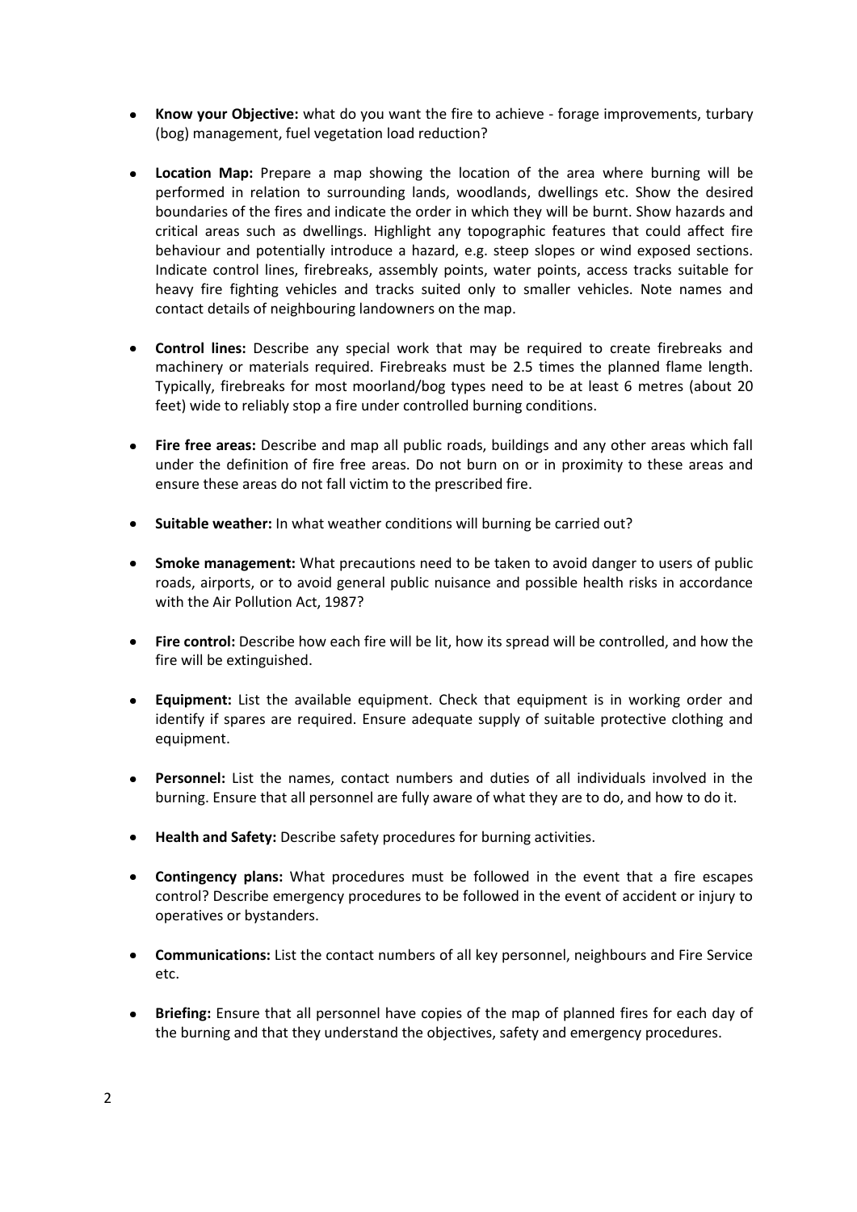- **Know your Objective:** what do you want the fire to achieve - forage improvements, turbary (bog) management, fuel vegetation load reduction?

- **Location Map:** Prepare a map showing the location of the area where burning will be performed in relation to surrounding lands, woodlands, dwellings etc. Show the desired boundaries of the fires and indicate the order in which they will be burnt. Show hazards and critical areas such as dwellings. Highlight any topographic features that could affect fire behaviour and potentially introduce a hazard, e.g. steep slopes or wind exposed sections. Indicate control lines, firebreaks, assembly points, water points, access tracks suitable for heavy fire fighting vehicles and tracks suited only to smaller vehicles. Note names and contact details of neighbouring landowners on the map.

- **Control lines:** Describe any special work that may be required to create firebreaks and machinery or materials required. Firebreaks must be 2.5 times the planned flame length. Typically, firebreaks for most moorland/bog types need to be at least 6 metres (about 20 feet) wide to reliably stop a fire under controlled burning conditions.

- **Fire free areas:** Describe and map all public roads, buildings and any other areas which fall under the definition of fire free areas. Do not burn on or in proximity to these areas and ensure these areas do not fall victim to the prescribed fire.

- **Suitable weather:** In what weather conditions will burning be carried out?

- **Smoke management:** What precautions need to be taken to avoid danger to users of public roads, airports, or to avoid general public nuisance and possible health risks in accordance with the Air Pollution Act, 1987?

- **Fire control:** Describe how each fire will be lit, how its spread will be controlled, and how the fire will be extinguished.

- **Equipment:** List the available equipment. Check that equipment is in working order and identify if spares are required. Ensure adequate supply of suitable protective clothing and equipment.

- **Personnel:** List the names, contact numbers and duties of all individuals involved in the burning. Ensure that all personnel are fully aware of what they are to do, and how to do it.

- **Health and Safety:** Describe safety procedures for burning activities.

- **Contingency plans:** What procedures must be followed in the event that a fire escapes control? Describe emergency procedures to be followed in the event of accident or injury to operatives or bystanders.

- **Communications:** List the contact numbers of all key personnel, neighbours and Fire Service etc.

- **Briefing:** Ensure that all personnel have copies of the map of planned fires for each day of the burning and that they understand the objectives, safety and emergency procedures.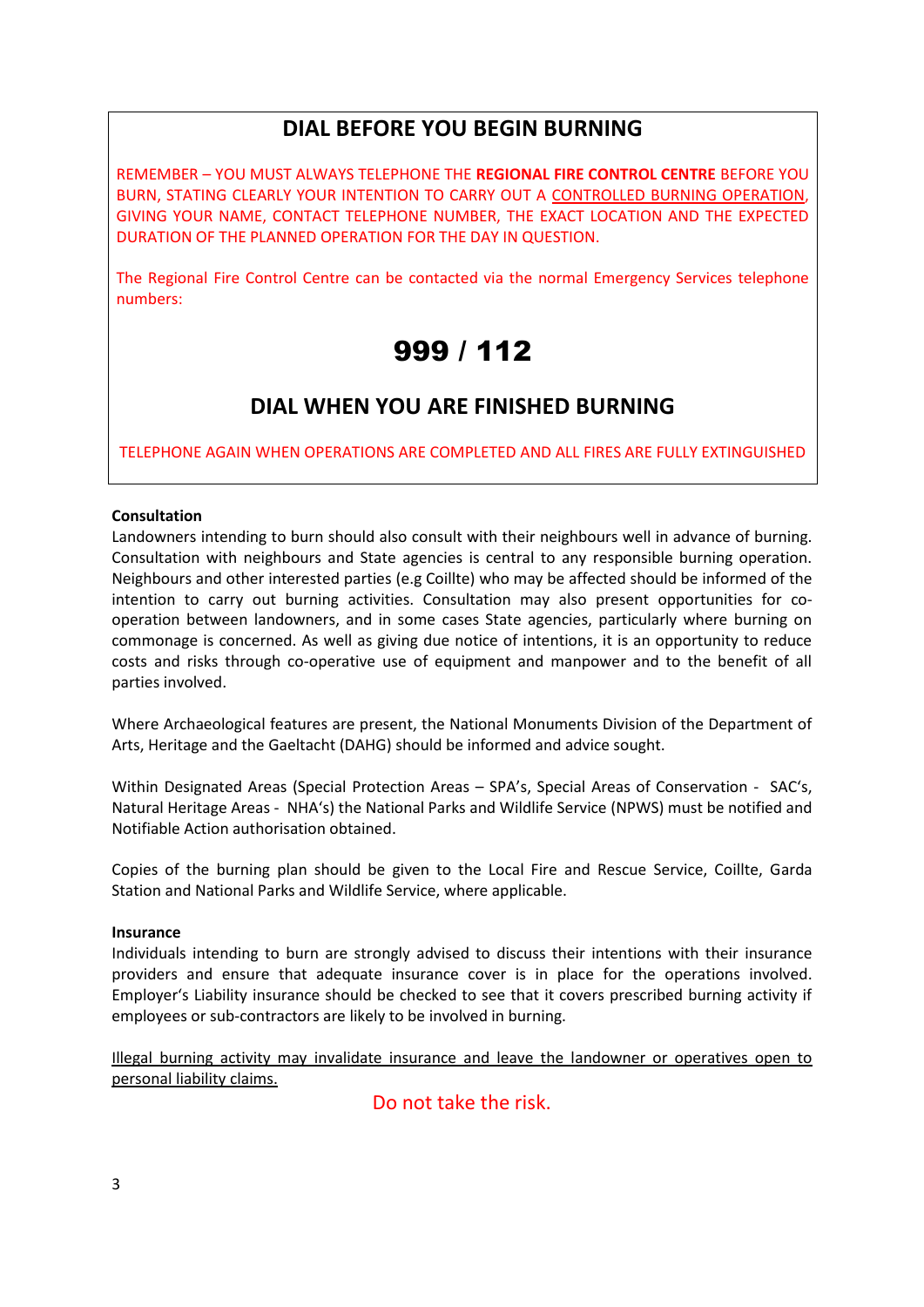## DIAL BEFORE YOU BEGIN BURNING

REMEMBER – YOU MUST ALWAYS TELEPHONE THE **REGIONAL FIRE CONTROL CENTRE** BEFORE YOU BURN, STATING CLEARLY YOUR INTENTION TO CARRY OUT A CONTROLLED BURNING OPERATION, GIVING YOUR NAME, CONTACT TELEPHONE NUMBER, THE EXACT LOCATION AND THE EXPECTED DURATION OF THE PLANNED OPERATION FOR THE DAY IN QUESTION.

The Regional Fire Control Centre can be contacted via the normal Emergency Services telephone numbers:

# 999 / 112

## DIAL WHEN YOU ARE FINISHED BURNING

TELEPHONE AGAIN WHEN OPERATIONS ARE COMPLETED AND ALL FIRES ARE FULLY EXTINGUISHED

**Consultation**

Landowners intending to burn should also consult with their neighbours well in advance of burning. Consultation with neighbours and State agencies is central to any responsible burning operation. Neighbours and other interested parties (e.g Coillte) who may be affected should be informed of the intention to carry out burning activities. Consultation may also present opportunities for co-operation between landowners, and in some cases State agencies, particularly where burning on commonage is concerned. As well as giving due notice of intentions, it is an opportunity to reduce costs and risks through co-operative use of equipment and manpower and to the benefit of all parties involved.

Where Archaeological features are present, the National Monuments Division of the Department of Arts, Heritage and the Gaeltacht (DAHG) should be informed and advice sought.

Within Designated Areas (Special Protection Areas – SPA's, Special Areas of Conservation - SAC's, Natural Heritage Areas - NHA's) the National Parks and Wildlife Service (NPWS) must be notified and Notifiable Action authorisation obtained.

Copies of the burning plan should be given to the Local Fire and Rescue Service, Coillte, Garda Station and National Parks and Wildlife Service, where applicable.

**Insurance**

Individuals intending to burn are strongly advised to discuss their intentions with their insurance providers and ensure that adequate insurance cover is in place for the operations involved. Employer's Liability insurance should be checked to see that it covers prescribed burning activity if employees or sub-contractors are likely to be involved in burning.

Illegal burning activity may invalidate insurance and leave the landowner or operatives open to personal liability claims.

Do not take the risk.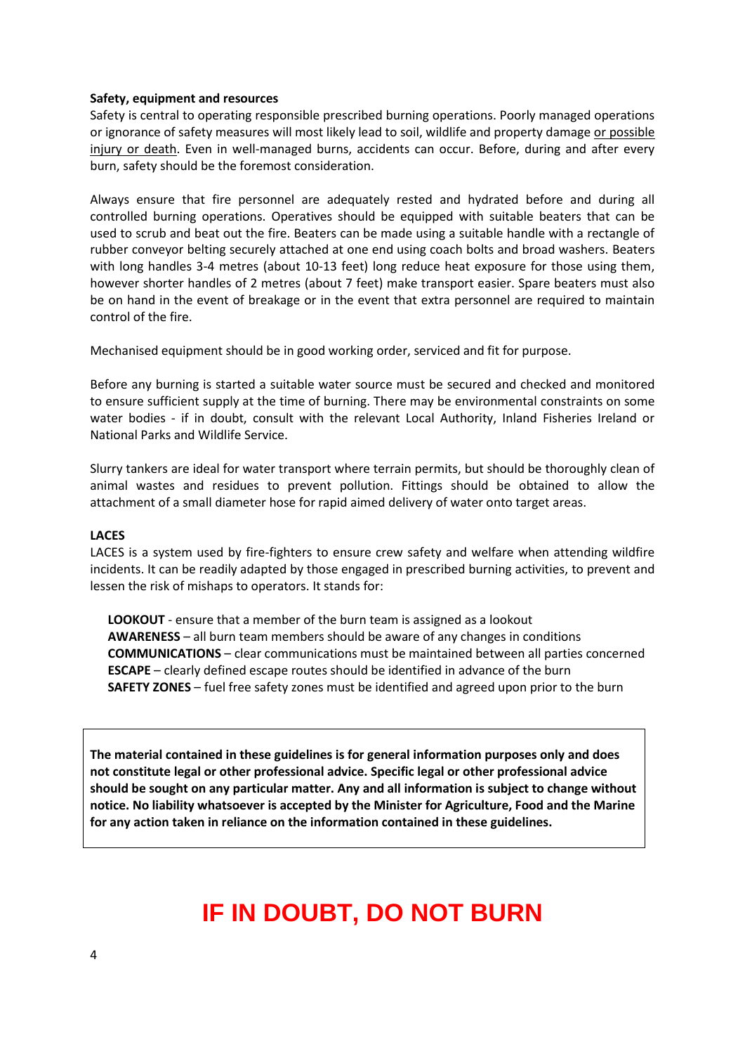**Safety, equipment and resources**

Safety is central to operating responsible prescribed burning operations. Poorly managed operations or ignorance of safety measures will most likely lead to soil, wildlife and property damage or possible injury or death. Even in well-managed burns, accidents can occur. Before, during and after every burn, safety should be the foremost consideration.

Always ensure that fire personnel are adequately rested and hydrated before and during all controlled burning operations. Operatives should be equipped with suitable beaters that can be used to scrub and beat out the fire. Beaters can be made using a suitable handle with a rectangle of rubber conveyor belting securely attached at one end using coach bolts and broad washers. Beaters with long handles 3-4 metres (about 10-13 feet) long reduce heat exposure for those using them, however shorter handles of 2 metres (about 7 feet) make transport easier. Spare beaters must also be on hand in the event of breakage or in the event that extra personnel are required to maintain control of the fire.

Mechanised equipment should be in good working order, serviced and fit for purpose.

Before any burning is started a suitable water source must be secured and checked and monitored to ensure sufficient supply at the time of burning. There may be environmental constraints on some water bodies - if in doubt, consult with the relevant Local Authority, Inland Fisheries Ireland or National Parks and Wildlife Service.

Slurry tankers are ideal for water transport where terrain permits, but should be thoroughly clean of animal wastes and residues to prevent pollution. Fittings should be obtained to allow the attachment of a small diameter hose for rapid aimed delivery of water onto target areas.

**LACES**

LACES is a system used by fire-fighters to ensure crew safety and welfare when attending wildfire incidents. It can be readily adapted by those engaged in prescribed burning activities, to prevent and lessen the risk of mishaps to operators. It stands for:

- **LOOKOUT** - ensure that a member of the burn team is assigned as a lookout
- **AWARENESS** – all burn team members should be aware of any changes in conditions
- **COMMUNICATIONS** – clear communications must be maintained between all parties concerned
- **ESCAPE** – clearly defined escape routes should be identified in advance of the burn
- **SAFETY ZONES** – fuel free safety zones must be identified and agreed upon prior to the burn

**The material contained in these guidelines is for general information purposes only and does not constitute legal or other professional advice. Specific legal or other professional advice should be sought on any particular matter. Any and all information is subject to change without notice. No liability whatsoever is accepted by the Minister for Agriculture, Food and the Marine for any action taken in reliance on the information contained in these guidelines.**

# IF IN DOUBT, DO NOT BURN